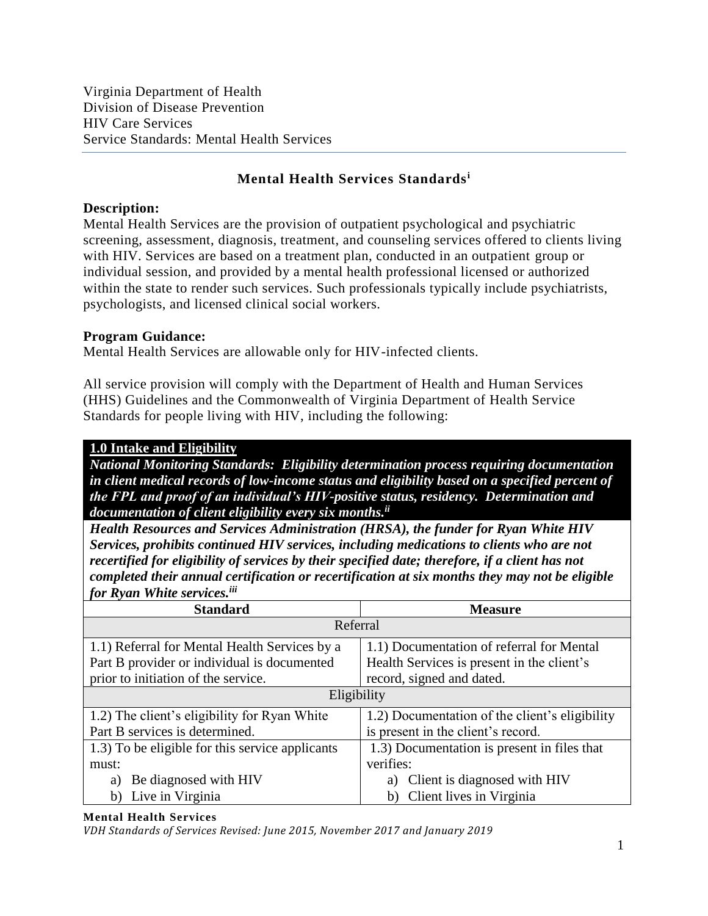Virginia Department of Health
Division of Disease Prevention
HIV Care Services
Service Standards: Mental Health Services

## Mental Health Services Standards[i]

**Description:**
Mental Health Services are the provision of outpatient psychological and psychiatric screening, assessment, diagnosis, treatment, and counseling services offered to clients living with HIV. Services are based on a treatment plan, conducted in an outpatient group or individual session, and provided by a mental health professional licensed or authorized within the state to render such services. Such professionals typically include psychiatrists, psychologists, and licensed clinical social workers.

**Program Guidance:**
Mental Health Services are allowable only for HIV-infected clients.

All service provision will comply with the Department of Health and Human Services (HHS) Guidelines and the Commonwealth of Virginia Department of Health Service Standards for people living with HIV, including the following:

### 1.0 Intake and Eligibility

***National Monitoring Standards: Eligibility determination process requiring documentation in client medical records of low-income status and eligibility based on a specified percent of the FPL and proof of an individual's HIV-positive status, residency. Determination and documentation of client eligibility every six months.[ii]***

***Health Resources and Services Administration (HRSA), the funder for Ryan White HIV Services, prohibits continued HIV services, including medications to clients who are not recertified for eligibility of services by their specified date; therefore, if a client has not completed their annual certification or recertification at six months they may not be eligible for Ryan White services.[iii]***

| Standard | Measure |
|---|---|
| Referral | |
| 1.1) Referral for Mental Health Services by a Part B provider or individual is documented prior to initiation of the service. | 1.1) Documentation of referral for Mental Health Services is present in the client's record, signed and dated. |
| Eligibility | |
| 1.2) The client's eligibility for Ryan White Part B services is determined. | 1.2) Documentation of the client's eligibility is present in the client's record. |
| 1.3) To be eligible for this service applicants must:<br>a) Be diagnosed with HIV<br>b) Live in Virginia | 1.3) Documentation is present in files that verifies:<br>a) Client is diagnosed with HIV<br>b) Client lives in Virginia |

**Mental Health Services**
*VDH Standards of Services Revised: June 2015, November 2017 and January 2019*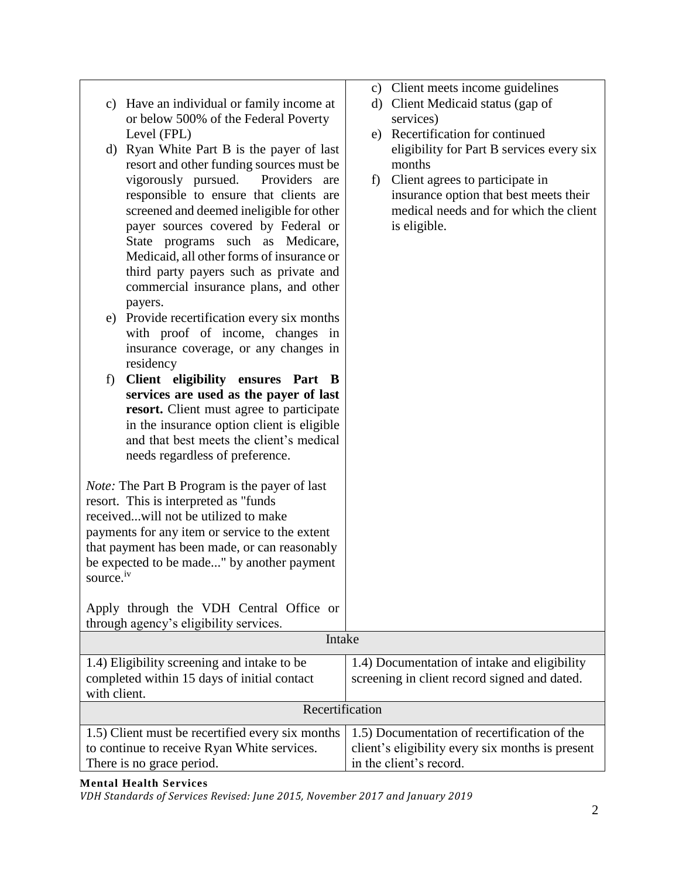| | |
|---|---|
| c) Have an individual or family income at or below 500% of the Federal Poverty Level (FPL)<br>d) Ryan White Part B is the payer of last resort and other funding sources must be vigorously pursued. Providers are responsible to ensure that clients are screened and deemed ineligible for other payer sources covered by Federal or State programs such as Medicare, Medicaid, all other forms of insurance or third party payers such as private and commercial insurance plans, and other payers.<br>e) Provide recertification every six months with proof of income, changes in insurance coverage, or any changes in residency<br>f) **Client eligibility ensures Part B services are used as the payer of last resort.** Client must agree to participate in the insurance option client is eligible and that best meets the client's medical needs regardless of preference.<br><br>*Note:* The Part B Program is the payer of last resort. This is interpreted as "funds received...will not be utilized to make payments for any item or service to the extent that payment has been made, or can reasonably be expected to be made..." by another payment source.[iv]<br><br>Apply through the VDH Central Office or through agency's eligibility services. | c) Client meets income guidelines<br>d) Client Medicaid status (gap of services)<br>e) Recertification for continued eligibility for Part B services every six months<br>f) Client agrees to participate in insurance option that best meets their medical needs and for which the client is eligible. |
| **Intake** | |
| 1.4) Eligibility screening and intake to be completed within 15 days of initial contact with client. | 1.4) Documentation of intake and eligibility screening in client record signed and dated. |
| **Recertification** | |
| 1.5) Client must be recertified every six months to continue to receive Ryan White services. There is no grace period. | 1.5) Documentation of recertification of the client's eligibility every six months is present in the client's record. |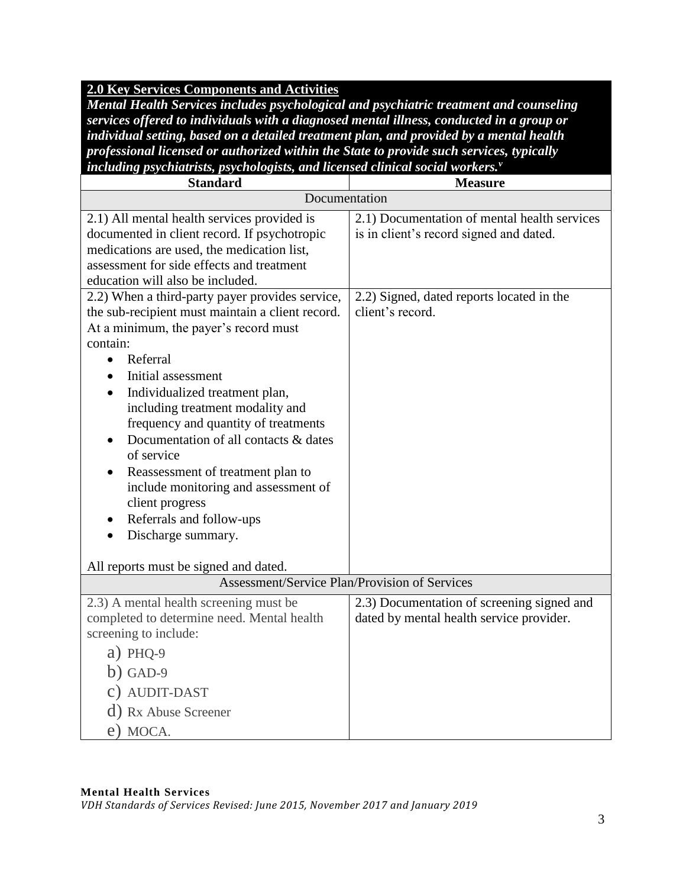## 2.0 Key Services Components and Activities

***Mental Health Services includes psychological and psychiatric treatment and counseling services offered to individuals with a diagnosed mental illness, conducted in a group or individual setting, based on a detailed treatment plan, and provided by a mental health professional licensed or authorized within the State to provide such services, typically including psychiatrists, psychologists, and licensed clinical social workers.[v]***

| Standard | Measure |
|---|---|
| **Documentation** | |
| 2.1) All mental health services provided is documented in client record. If psychotropic medications are used, the medication list, assessment for side effects and treatment education will also be included. | 2.1) Documentation of mental health services is in client's record signed and dated. |
| 2.2) When a third-party payer provides service, the sub-recipient must maintain a client record. At a minimum, the payer's record must contain:<br>• Referral<br>• Initial assessment<br>• Individualized treatment plan, including treatment modality and frequency and quantity of treatments<br>• Documentation of all contacts & dates of service<br>• Reassessment of treatment plan to include monitoring and assessment of client progress<br>• Referrals and follow-ups<br>• Discharge summary.<br><br>All reports must be signed and dated. | 2.2) Signed, dated reports located in the client's record. |
| **Assessment/Service Plan/Provision of Services** | |
| 2.3) A mental health screening must be completed to determine need. Mental health screening to include:<br>a) PHQ-9<br>b) GAD-9<br>c) AUDIT-DAST<br>d) Rx Abuse Screener<br>e) MOCA. | 2.3) Documentation of screening signed and dated by mental health service provider. |

**Mental Health Services**
*VDH Standards of Services Revised: June 2015, November 2017 and January 2019*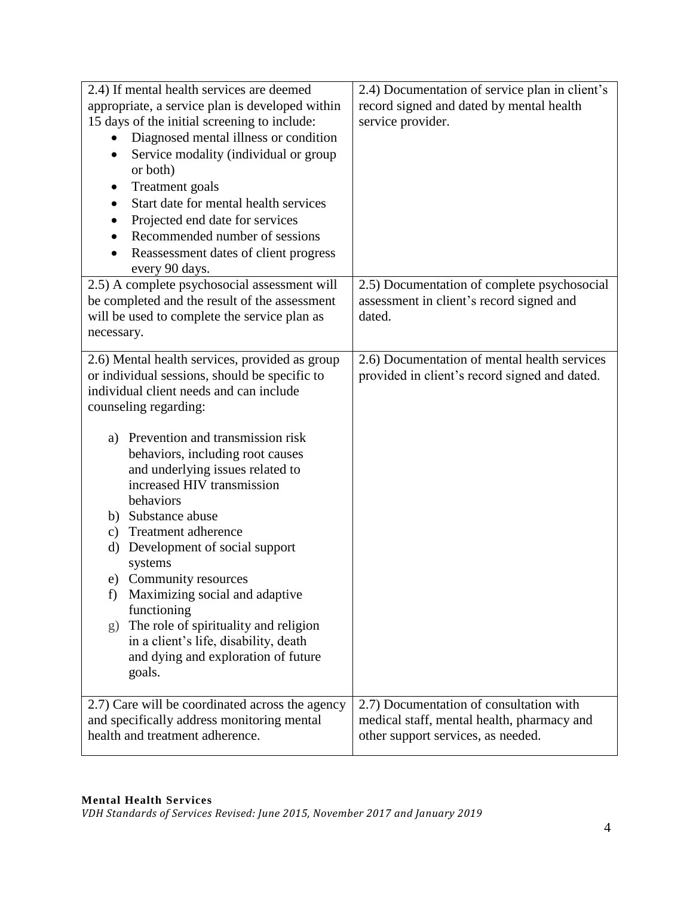| | |
|---|---|
| 2.4) If mental health services are deemed appropriate, a service plan is developed within 15 days of the initial screening to include:<br>• Diagnosed mental illness or condition<br>• Service modality (individual or group or both)<br>• Treatment goals<br>• Start date for mental health services<br>• Projected end date for services<br>• Recommended number of sessions<br>• Reassessment dates of client progress every 90 days. | 2.4) Documentation of service plan in client's record signed and dated by mental health service provider. |
| 2.5) A complete psychosocial assessment will be completed and the result of the assessment will be used to complete the service plan as necessary. | 2.5) Documentation of complete psychosocial assessment in client's record signed and dated. |
| 2.6) Mental health services, provided as group or individual sessions, should be specific to individual client needs and can include counseling regarding:<br><br>a) Prevention and transmission risk behaviors, including root causes and underlying issues related to increased HIV transmission behaviors<br>b) Substance abuse<br>c) Treatment adherence<br>d) Development of social support systems<br>e) Community resources<br>f) Maximizing social and adaptive functioning<br>g) The role of spirituality and religion in a client's life, disability, death and dying and exploration of future goals. | 2.6) Documentation of mental health services provided in client's record signed and dated. |
| 2.7) Care will be coordinated across the agency and specifically address monitoring mental health and treatment adherence. | 2.7) Documentation of consultation with medical staff, mental health, pharmacy and other support services, as needed. |

**Mental Health Services**
*VDH Standards of Services Revised: June 2015, November 2017 and January 2019*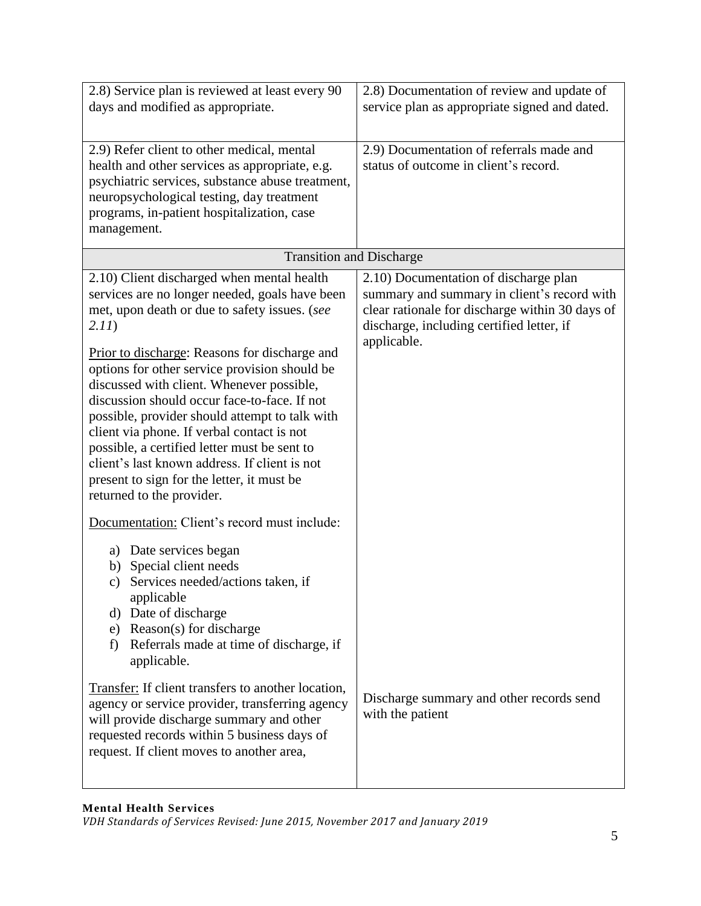| | |
|---|---|
| 2.8) Service plan is reviewed at least every 90 days and modified as appropriate. | 2.8) Documentation of review and update of service plan as appropriate signed and dated. |
| 2.9) Refer client to other medical, mental health and other services as appropriate, e.g. psychiatric services, substance abuse treatment, neuropsychological testing, day treatment programs, in-patient hospitalization, case management. | 2.9) Documentation of referrals made and status of outcome in client's record. |
| **Transition and Discharge** | |
| 2.10) Client discharged when mental health services are no longer needed, goals have been met, upon death or due to safety issues. (*see 2.11*)<br><br>Prior to discharge: Reasons for discharge and options for other service provision should be discussed with client. Whenever possible, discussion should occur face-to-face. If not possible, provider should attempt to talk with client via phone. If verbal contact is not possible, a certified letter must be sent to client's last known address. If client is not present to sign for the letter, it must be returned to the provider.<br><br>Documentation: Client's record must include:<br><br>a) Date services began<br>b) Special client needs<br>c) Services needed/actions taken, if applicable<br>d) Date of discharge<br>e) Reason(s) for discharge<br>f) Referrals made at time of discharge, if applicable. | 2.10) Documentation of discharge plan summary and summary in client's record with clear rationale for discharge within 30 days of discharge, including certified letter, if applicable. |
| Transfer: If client transfers to another location, agency or service provider, transferring agency will provide discharge summary and other requested records within 5 business days of request. If client moves to another area, | Discharge summary and other records send with the patient |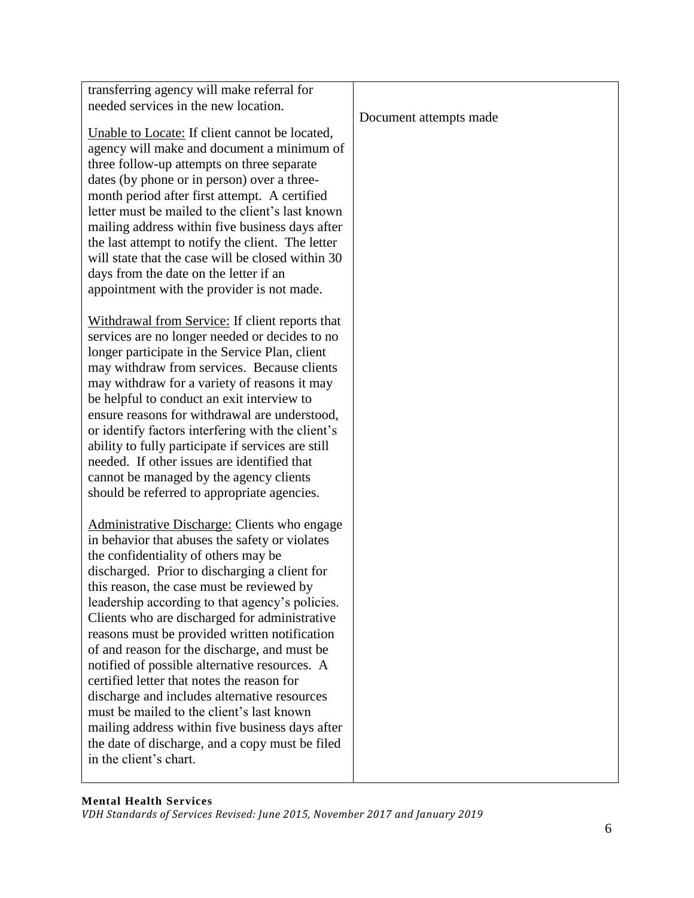| | |
|---|---|
| transferring agency will make referral for needed services in the new location.<br><br><u>Unable to Locate:</u> If client cannot be located, agency will make and document a minimum of three follow-up attempts on three separate dates (by phone or in person) over a three-month period after first attempt. A certified letter must be mailed to the client's last known mailing address within five business days after the last attempt to notify the client. The letter will state that the case will be closed within 30 days from the date on the letter if an appointment with the provider is not made.<br><br><u>Withdrawal from Service:</u> If client reports that services are no longer needed or decides to no longer participate in the Service Plan, client may withdraw from services. Because clients may withdraw for a variety of reasons it may be helpful to conduct an exit interview to ensure reasons for withdrawal are understood, or identify factors interfering with the client's ability to fully participate if services are still needed. If other issues are identified that cannot be managed by the agency clients should be referred to appropriate agencies.<br><br><u>Administrative Discharge:</u> Clients who engage in behavior that abuses the safety or violates the confidentiality of others may be discharged. Prior to discharging a client for this reason, the case must be reviewed by leadership according to that agency's policies. Clients who are discharged for administrative reasons must be provided written notification of and reason for the discharge, and must be notified of possible alternative resources. A certified letter that notes the reason for discharge and includes alternative resources must be mailed to the client's last known mailing address within five business days after the date of discharge, and a copy must be filed in the client's chart. | Document attempts made |

**Mental Health Services**
*VDH Standards of Services Revised: June 2015, November 2017 and January 2019*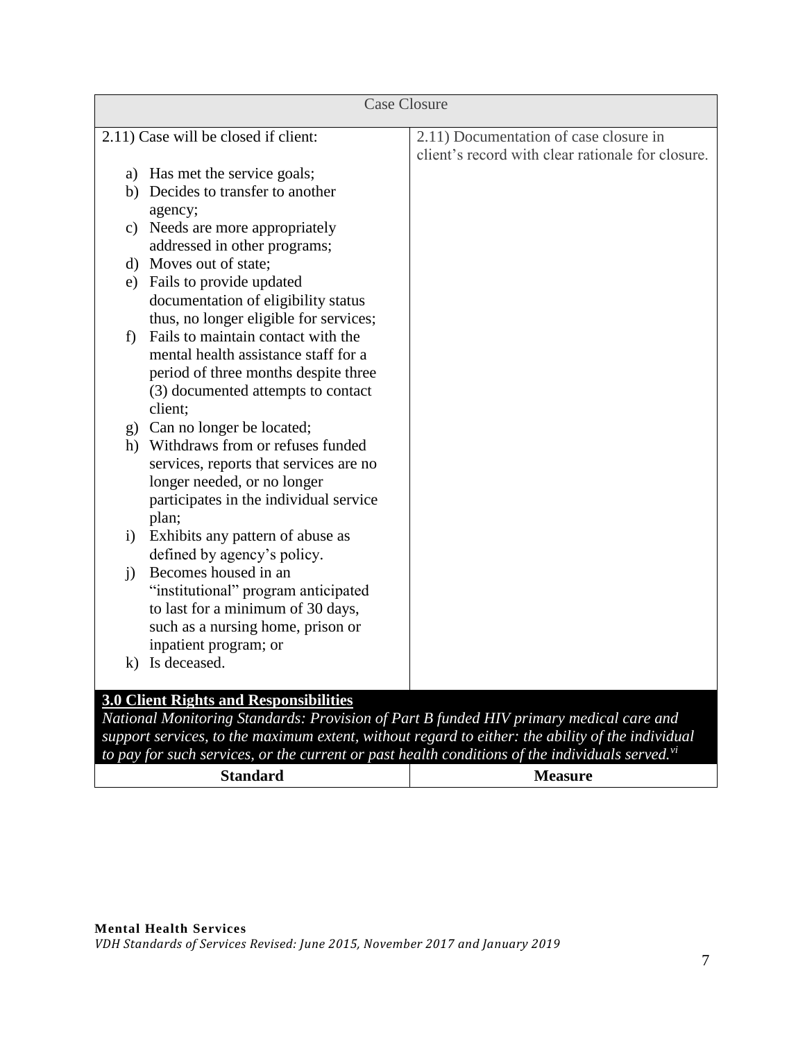| Case Closure | |
|---|---|
| 2.11) Case will be closed if client:<br><br>a) Has met the service goals;<br>b) Decides to transfer to another agency;<br>c) Needs are more appropriately addressed in other programs;<br>d) Moves out of state;<br>e) Fails to provide updated documentation of eligibility status thus, no longer eligible for services;<br>f) Fails to maintain contact with the mental health assistance staff for a period of three months despite three (3) documented attempts to contact client;<br>g) Can no longer be located;<br>h) Withdraws from or refuses funded services, reports that services are no longer needed, or no longer participates in the individual service plan;<br>i) Exhibits any pattern of abuse as defined by agency's policy.<br>j) Becomes housed in an "institutional" program anticipated to last for a minimum of 30 days, such as a nursing home, prison or inpatient program; or<br>k) Is deceased. | 2.11) Documentation of case closure in client's record with clear rationale for closure. |

**3.0 Client Rights and Responsibilities**

*National Monitoring Standards: Provision of Part B funded HIV primary medical care and support services, to the maximum extent, without regard to either: the ability of the individual to pay for such services, or the current or past health conditions of the individuals served.*[vi]

| Standard | Measure |
|---|---|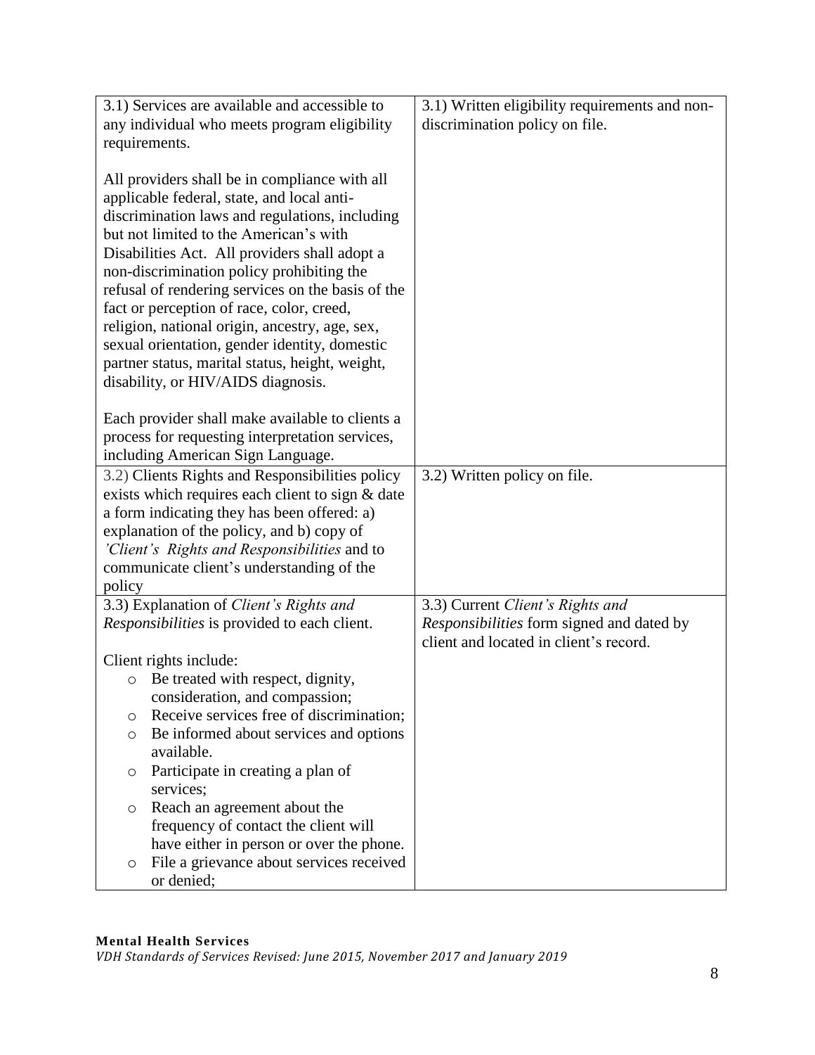| | |
|---|---|
| 3.1) Services are available and accessible to any individual who meets program eligibility requirements.<br><br>All providers shall be in compliance with all applicable federal, state, and local anti-discrimination laws and regulations, including but not limited to the American's with Disabilities Act. All providers shall adopt a non-discrimination policy prohibiting the refusal of rendering services on the basis of the fact or perception of race, color, creed, religion, national origin, ancestry, age, sex, sexual orientation, gender identity, domestic partner status, marital status, height, weight, disability, or HIV/AIDS diagnosis.<br><br>Each provider shall make available to clients a process for requesting interpretation services, including American Sign Language. | 3.1) Written eligibility requirements and non-discrimination policy on file. |
| 3.2) Clients Rights and Responsibilities policy exists which requires each client to sign & date a form indicating they has been offered: a) explanation of the policy, and b) copy of *'Client's Rights and Responsibilities* and to communicate client's understanding of the policy | 3.2) Written policy on file. |
| 3.3) Explanation of *Client's Rights and Responsibilities* is provided to each client.<br><br>Client rights include:<br>○ Be treated with respect, dignity, consideration, and compassion;<br>○ Receive services free of discrimination;<br>○ Be informed about services and options available.<br>○ Participate in creating a plan of services;<br>○ Reach an agreement about the frequency of contact the client will have either in person or over the phone.<br>○ File a grievance about services received or denied; | 3.3) Current *Client's Rights and Responsibilities* form signed and dated by client and located in client's record. |

**Mental Health Services**
*VDH Standards of Services Revised: June 2015, November 2017 and January 2019*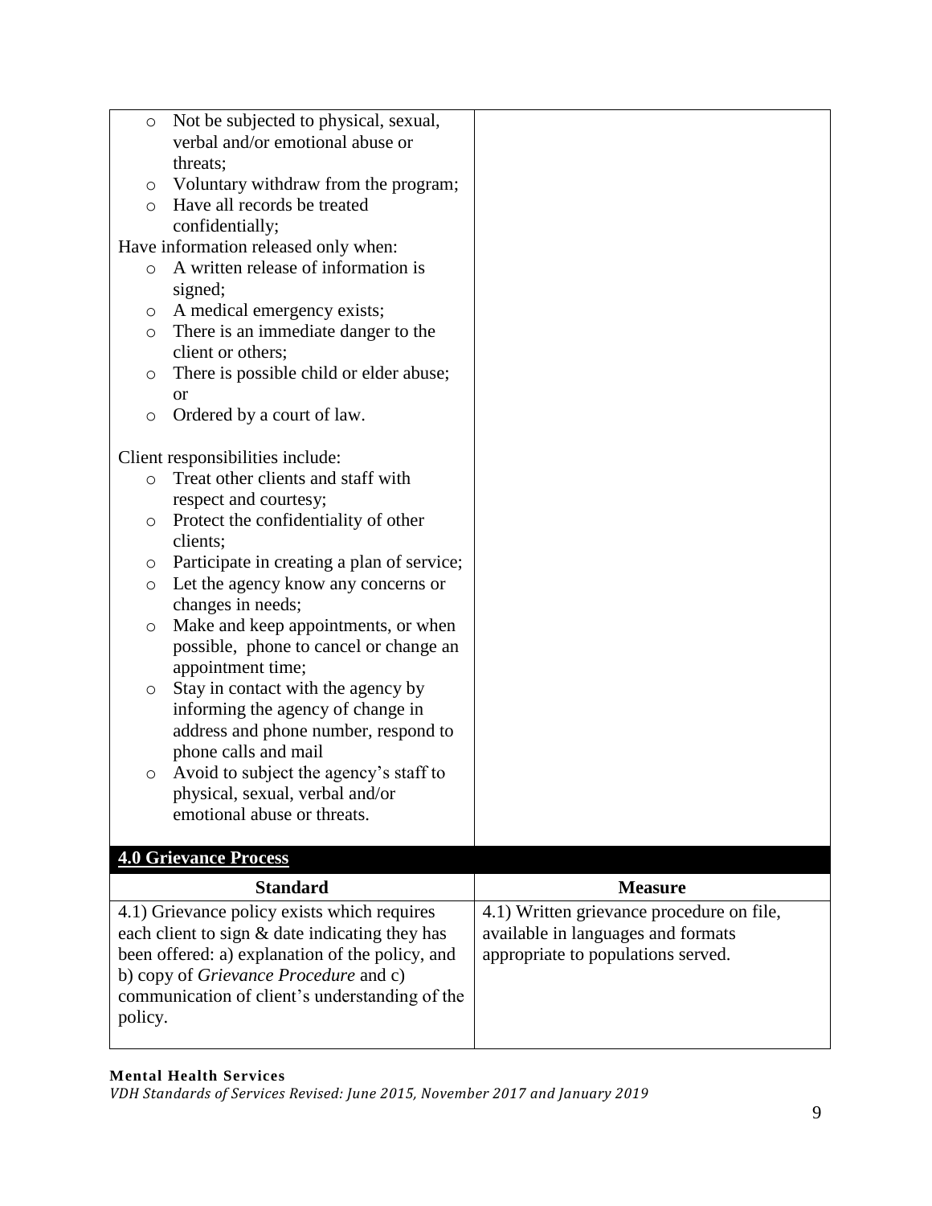| | |
|---|---|
| ○ Not be subjected to physical, sexual, verbal and/or emotional abuse or threats;<br>○ Voluntary withdraw from the program;<br>○ Have all records be treated confidentially;<br>Have information released only when:<br>○ A written release of information is signed;<br>○ A medical emergency exists;<br>○ There is an immediate danger to the client or others;<br>○ There is possible child or elder abuse; or<br>○ Ordered by a court of law.<br><br>Client responsibilities include:<br>○ Treat other clients and staff with respect and courtesy;<br>○ Protect the confidentiality of other clients;<br>○ Participate in creating a plan of service;<br>○ Let the agency know any concerns or changes in needs;<br>○ Make and keep appointments, or when possible, phone to cancel or change an appointment time;<br>○ Stay in contact with the agency by informing the agency of change in address and phone number, respond to phone calls and mail<br>○ Avoid to subject the agency's staff to physical, sexual, verbal and/or emotional abuse or threats. | |

## 4.0 Grievance Process

| Standard | Measure |
|---|---|
| 4.1) Grievance policy exists which requires each client to sign & date indicating they has been offered: a) explanation of the policy, and b) copy of *Grievance Procedure* and c) communication of client's understanding of the policy. | 4.1) Written grievance procedure on file, available in languages and formats appropriate to populations served. |

**Mental Health Services**
*VDH Standards of Services Revised: June 2015, November 2017 and January 2019*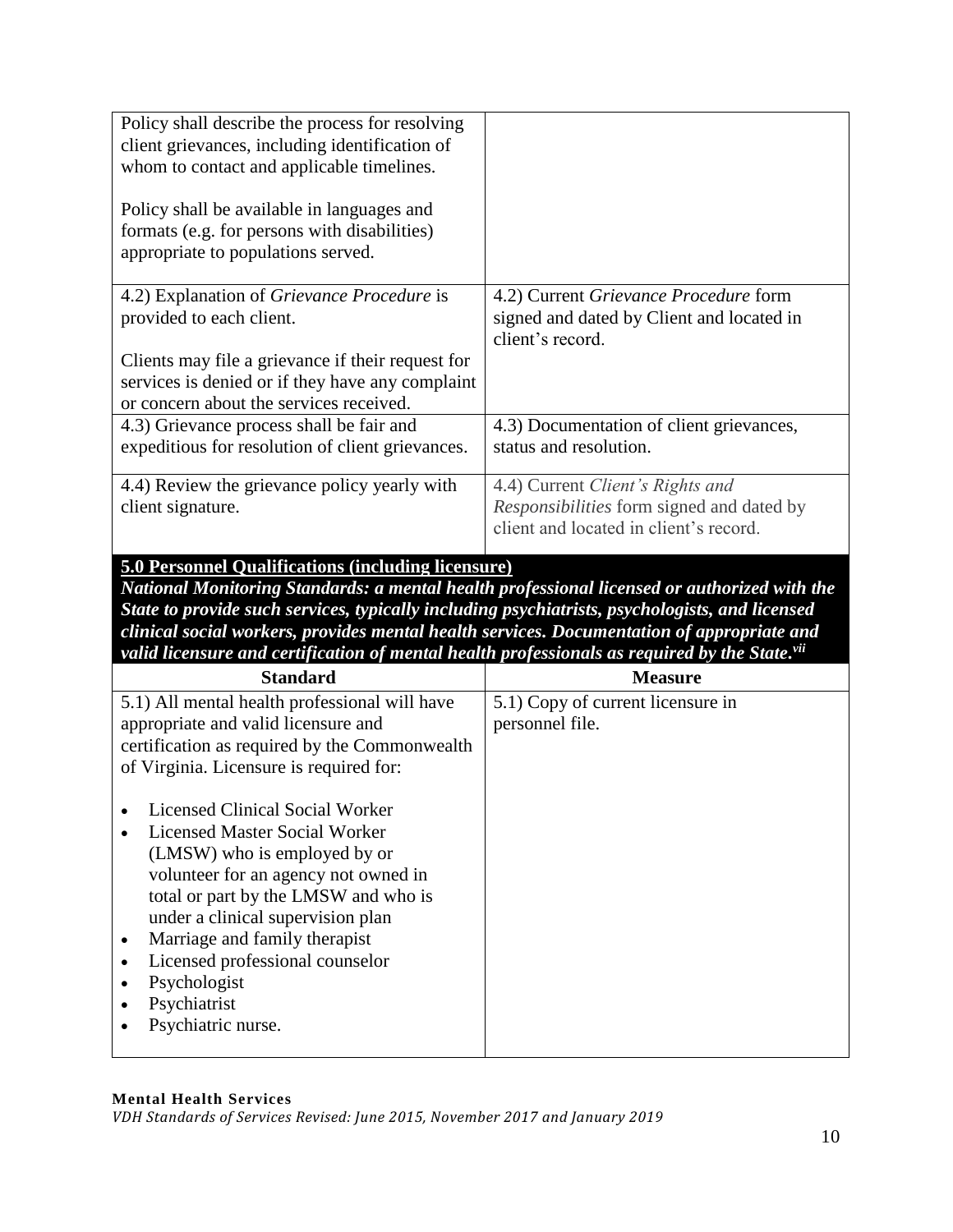| | |
|---|---|
| Policy shall describe the process for resolving client grievances, including identification of whom to contact and applicable timelines.<br><br>Policy shall be available in languages and formats (e.g. for persons with disabilities) appropriate to populations served. | |
| 4.2) Explanation of *Grievance Procedure* is provided to each client.<br><br>Clients may file a grievance if their request for services is denied or if they have any complaint or concern about the services received. | 4.2) Current *Grievance Procedure* form signed and dated by Client and located in client's record. |
| 4.3) Grievance process shall be fair and expeditious for resolution of client grievances. | 4.3) Documentation of client grievances, status and resolution. |
| 4.4) Review the grievance policy yearly with client signature. | 4.4) Current *Client's Rights and Responsibilities* form signed and dated by client and located in client's record. |

**5.0 Personnel Qualifications (including licensure)**

***National Monitoring Standards: a mental health professional licensed or authorized with the State to provide such services, typically including psychiatrists, psychologists, and licensed clinical social workers, provides mental health services. Documentation of appropriate and valid licensure and certification of mental health professionals as required by the State.[vii]***

| Standard | Measure |
|---|---|
| 5.1) All mental health professional will have appropriate and valid licensure and certification as required by the Commonwealth of Virginia. Licensure is required for:<br><br>• Licensed Clinical Social Worker<br>• Licensed Master Social Worker (LMSW) who is employed by or volunteer for an agency not owned in total or part by the LMSW and who is under a clinical supervision plan<br>• Marriage and family therapist<br>• Licensed professional counselor<br>• Psychologist<br>• Psychiatrist<br>• Psychiatric nurse. | 5.1) Copy of current licensure in personnel file. |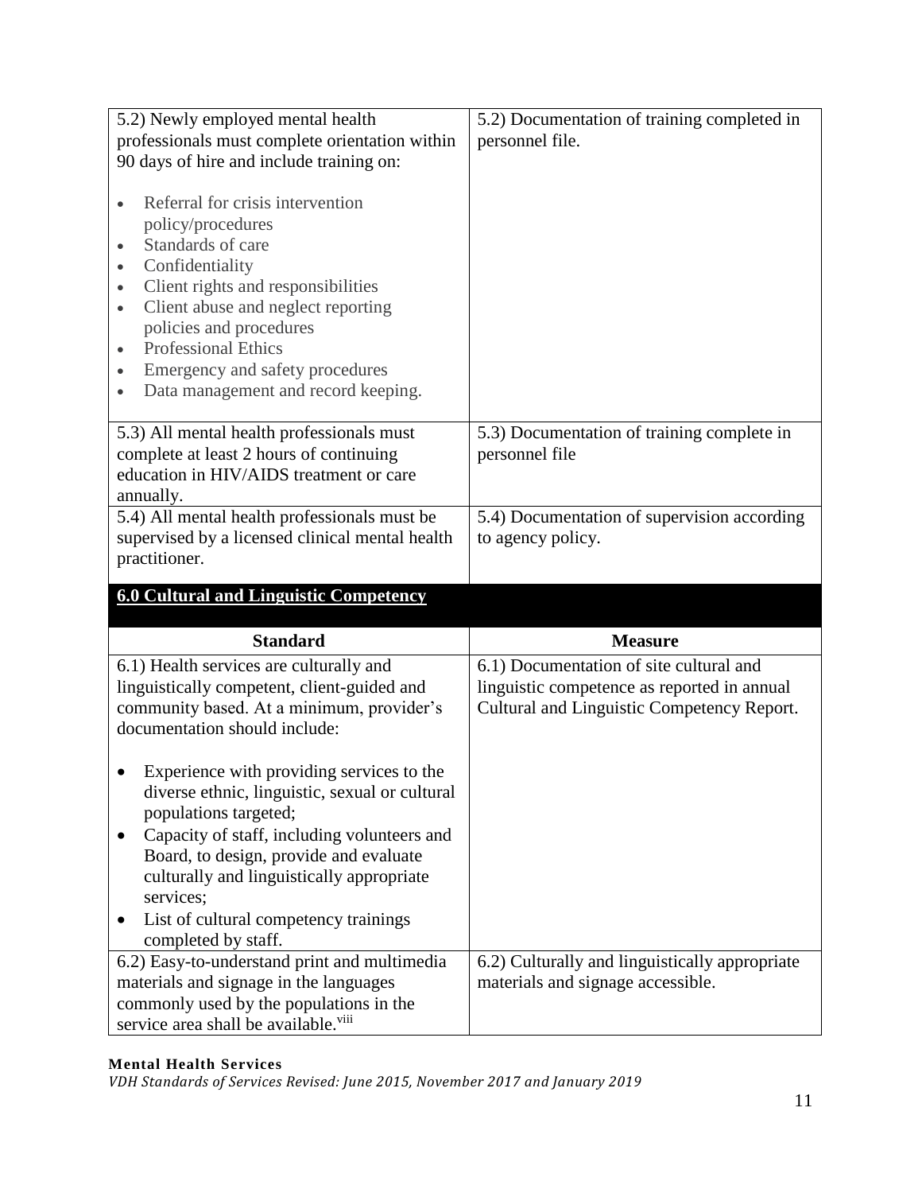| | |
|---|---|
| 5.2) Newly employed mental health professionals must complete orientation within 90 days of hire and include training on:<br><br>• Referral for crisis intervention policy/procedures<br>• Standards of care<br>• Confidentiality<br>• Client rights and responsibilities<br>• Client abuse and neglect reporting policies and procedures<br>• Professional Ethics<br>• Emergency and safety procedures<br>• Data management and record keeping. | 5.2) Documentation of training completed in personnel file. |
| 5.3) All mental health professionals must complete at least 2 hours of continuing education in HIV/AIDS treatment or care annually. | 5.3) Documentation of training complete in personnel file |
| 5.4) All mental health professionals must be supervised by a licensed clinical mental health practitioner. | 5.4) Documentation of supervision according to agency policy. |

## 6.0 Cultural and Linguistic Competency

| Standard | Measure |
|---|---|
| 6.1) Health services are culturally and linguistically competent, client-guided and community based. At a minimum, provider's documentation should include:<br><br>• Experience with providing services to the diverse ethnic, linguistic, sexual or cultural populations targeted;<br>• Capacity of staff, including volunteers and Board, to design, provide and evaluate culturally and linguistically appropriate services;<br>• List of cultural competency trainings completed by staff. | 6.1) Documentation of site cultural and linguistic competence as reported in annual Cultural and Linguistic Competency Report. |
| 6.2) Easy-to-understand print and multimedia materials and signage in the languages commonly used by the populations in the service area shall be available.[viii] | 6.2) Culturally and linguistically appropriate materials and signage accessible. |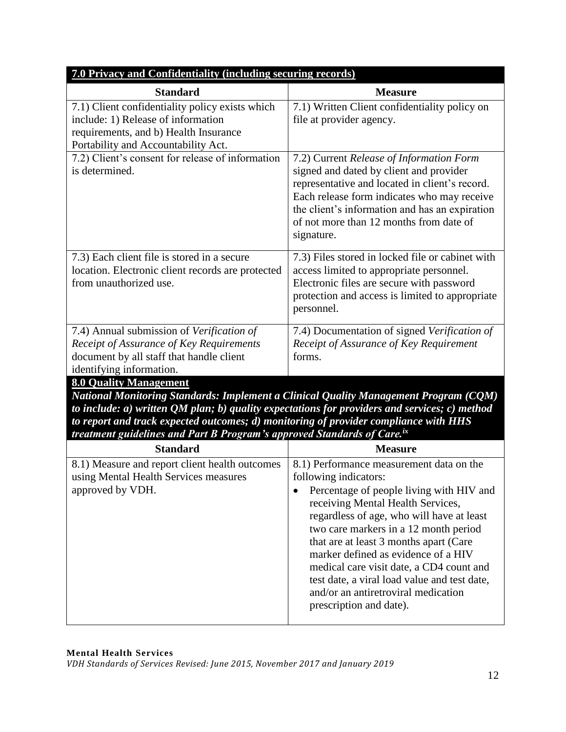| **7.0 Privacy and Confidentiality (including securing records)** | |
|---|---|
| **Standard** | **Measure** |
| 7.1) Client confidentiality policy exists which include: 1) Release of information requirements, and b) Health Insurance Portability and Accountability Act. | 7.1) Written Client confidentiality policy on file at provider agency. |
| 7.2) Client's consent for release of information is determined. | 7.2) Current *Release of Information Form* signed and dated by client and provider representative and located in client's record. Each release form indicates who may receive the client's information and has an expiration of not more than 12 months from date of signature. |
| 7.3) Each client file is stored in a secure location. Electronic client records are protected from unauthorized use. | 7.3) Files stored in locked file or cabinet with access limited to appropriate personnel. Electronic files are secure with password protection and access is limited to appropriate personnel. |
| 7.4) Annual submission of *Verification of Receipt of Assurance of Key Requirements* document by all staff that handle client identifying information. | 7.4) Documentation of signed *Verification of Receipt of Assurance of Key Requirement* forms. |

| **8.0 Quality Management**<br>***National Monitoring Standards: Implement a Clinical Quality Management Program (CQM) to include: a) written QM plan; b) quality expectations for providers and services; c) method to report and track expected outcomes; d) monitoring of provider compliance with HHS treatment guidelines and Part B Program's approved Standards of Care.[ix]*** | |
|---|---|
| **Standard** | **Measure** |
| 8.1) Measure and report client health outcomes using Mental Health Services measures approved by VDH. | 8.1) Performance measurement data on the following indicators:<br>• Percentage of people living with HIV and receiving Mental Health Services, regardless of age, who will have at least two care markers in a 12 month period that are at least 3 months apart (Care marker defined as evidence of a HIV medical care visit date, a CD4 count and test date, a viral load value and test date, and/or an antiretroviral medication prescription and date). |

**Mental Health Services**
*VDH Standards of Services Revised: June 2015, November 2017 and January 2019*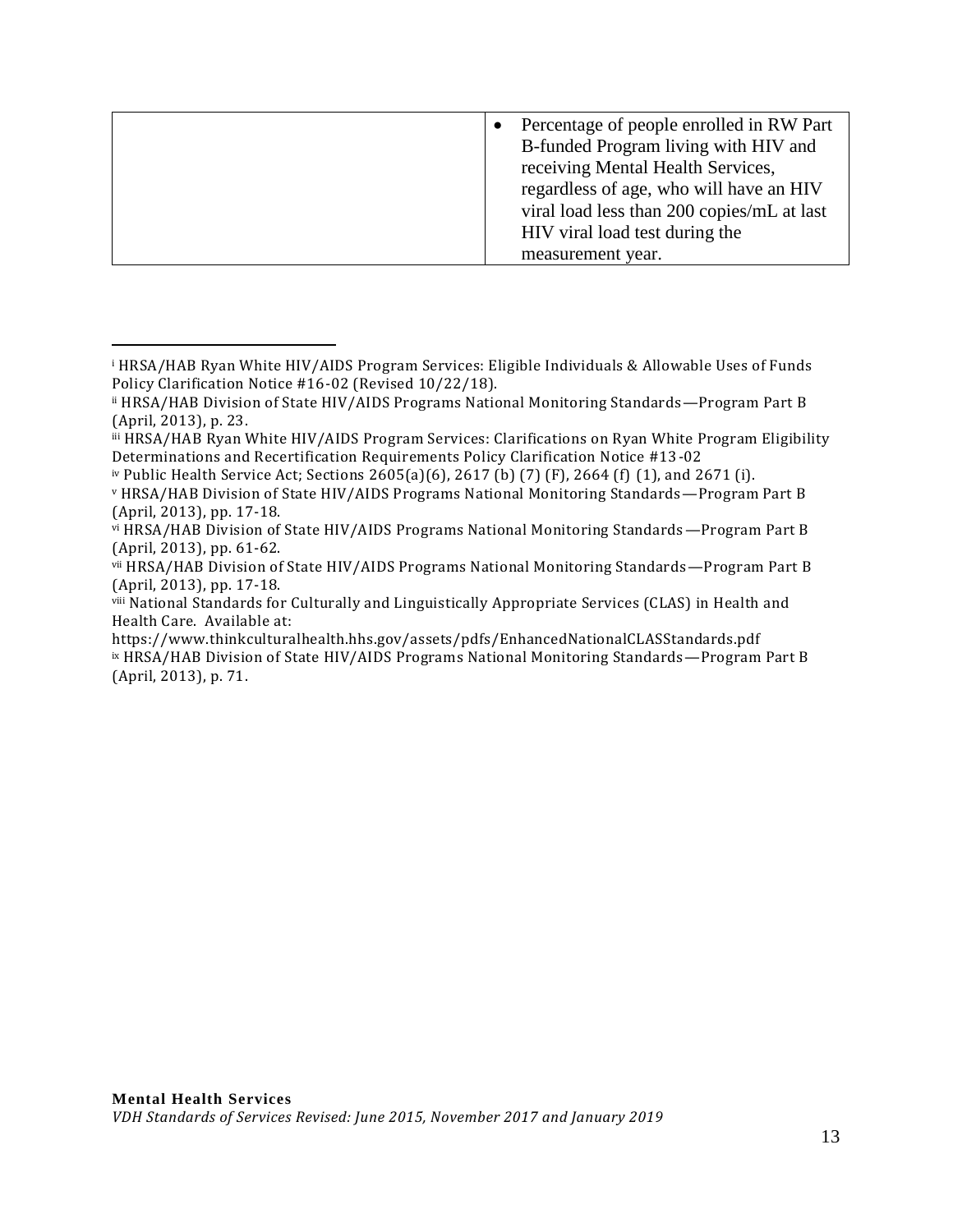| | |
|---|---|
| | • Percentage of people enrolled in RW Part B-funded Program living with HIV and receiving Mental Health Services, regardless of age, who will have an HIV viral load less than 200 copies/mL at last HIV viral load test during the measurement year. |

---

[i] HRSA/HAB Ryan White HIV/AIDS Program Services: Eligible Individuals & Allowable Uses of Funds Policy Clarification Notice #16-02 (Revised 10/22/18).

[ii] HRSA/HAB Division of State HIV/AIDS Programs National Monitoring Standards—Program Part B (April, 2013), p. 23.

[iii] HRSA/HAB Ryan White HIV/AIDS Program Services: Clarifications on Ryan White Program Eligibility Determinations and Recertification Requirements Policy Clarification Notice #13-02

[iv] Public Health Service Act; Sections 2605(a)(6), 2617 (b) (7) (F), 2664 (f) (1), and 2671 (i).

[v] HRSA/HAB Division of State HIV/AIDS Programs National Monitoring Standards—Program Part B (April, 2013), pp. 17-18.

[vi] HRSA/HAB Division of State HIV/AIDS Programs National Monitoring Standards—Program Part B (April, 2013), pp. 61-62.

[vii] HRSA/HAB Division of State HIV/AIDS Programs National Monitoring Standards—Program Part B (April, 2013), pp. 17-18.

[viii] National Standards for Culturally and Linguistically Appropriate Services (CLAS) in Health and Health Care. Available at: https://www.thinkculturalhealth.hhs.gov/assets/pdfs/EnhancedNationalCLASStandards.pdf

[ix] HRSA/HAB Division of State HIV/AIDS Programs National Monitoring Standards—Program Part B (April, 2013), p. 71.